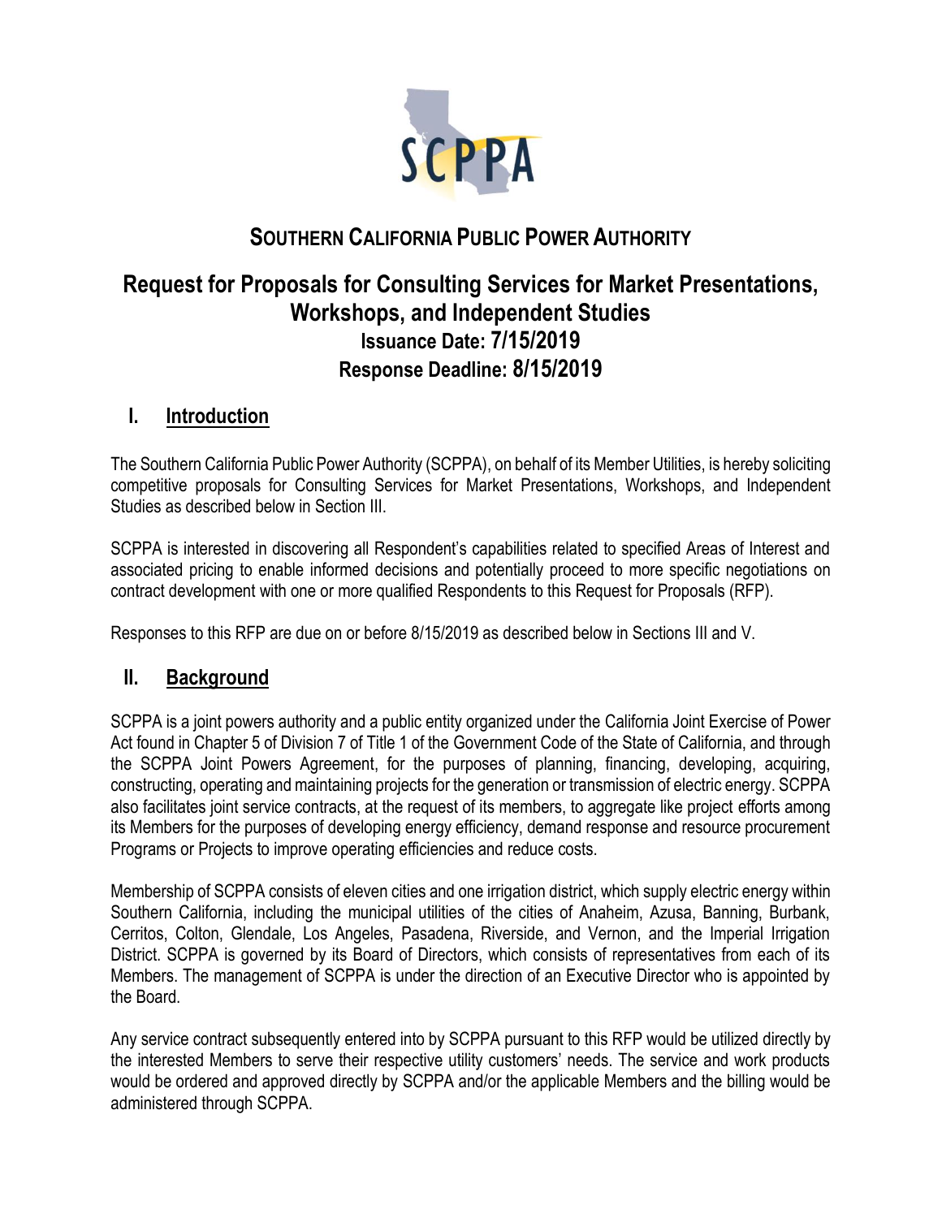# SOUTHERN CALIFORNIA PUBLIC POWER AUTHORITY

## Request for Proposals for Consulting Services for Market Presentations, Workshops, and Independent Studies

**Issuance Date: 7/15/2019**

**Response Deadline: 8/15/2019**

## I. Introduction

The Southern California Public Power Authority (SCPPA), on behalf of its Member Utilities, is hereby soliciting competitive proposals for Consulting Services for Market Presentations, Workshops, and Independent Studies as described below in Section III.

SCPPA is interested in discovering all Respondent's capabilities related to specified Areas of Interest and associated pricing to enable informed decisions and potentially proceed to more specific negotiations on contract development with one or more qualified Respondents to this Request for Proposals (RFP).

Responses to this RFP are due on or before 8/15/2019 as described below in Sections III and V.

## II. Background

SCPPA is a joint powers authority and a public entity organized under the California Joint Exercise of Power Act found in Chapter 5 of Division 7 of Title 1 of the Government Code of the State of California, and through the SCPPA Joint Powers Agreement, for the purposes of planning, financing, developing, acquiring, constructing, operating and maintaining projects for the generation or transmission of electric energy. SCPPA also facilitates joint service contracts, at the request of its members, to aggregate like project efforts among its Members for the purposes of developing energy efficiency, demand response and resource procurement Programs or Projects to improve operating efficiencies and reduce costs.

Membership of SCPPA consists of eleven cities and one irrigation district, which supply electric energy within Southern California, including the municipal utilities of the cities of Anaheim, Azusa, Banning, Burbank, Cerritos, Colton, Glendale, Los Angeles, Pasadena, Riverside, and Vernon, and the Imperial Irrigation District. SCPPA is governed by its Board of Directors, which consists of representatives from each of its Members. The management of SCPPA is under the direction of an Executive Director who is appointed by the Board.

Any service contract subsequently entered into by SCPPA pursuant to this RFP would be utilized directly by the interested Members to serve their respective utility customers' needs. The service and work products would be ordered and approved directly by SCPPA and/or the applicable Members and the billing would be administered through SCPPA.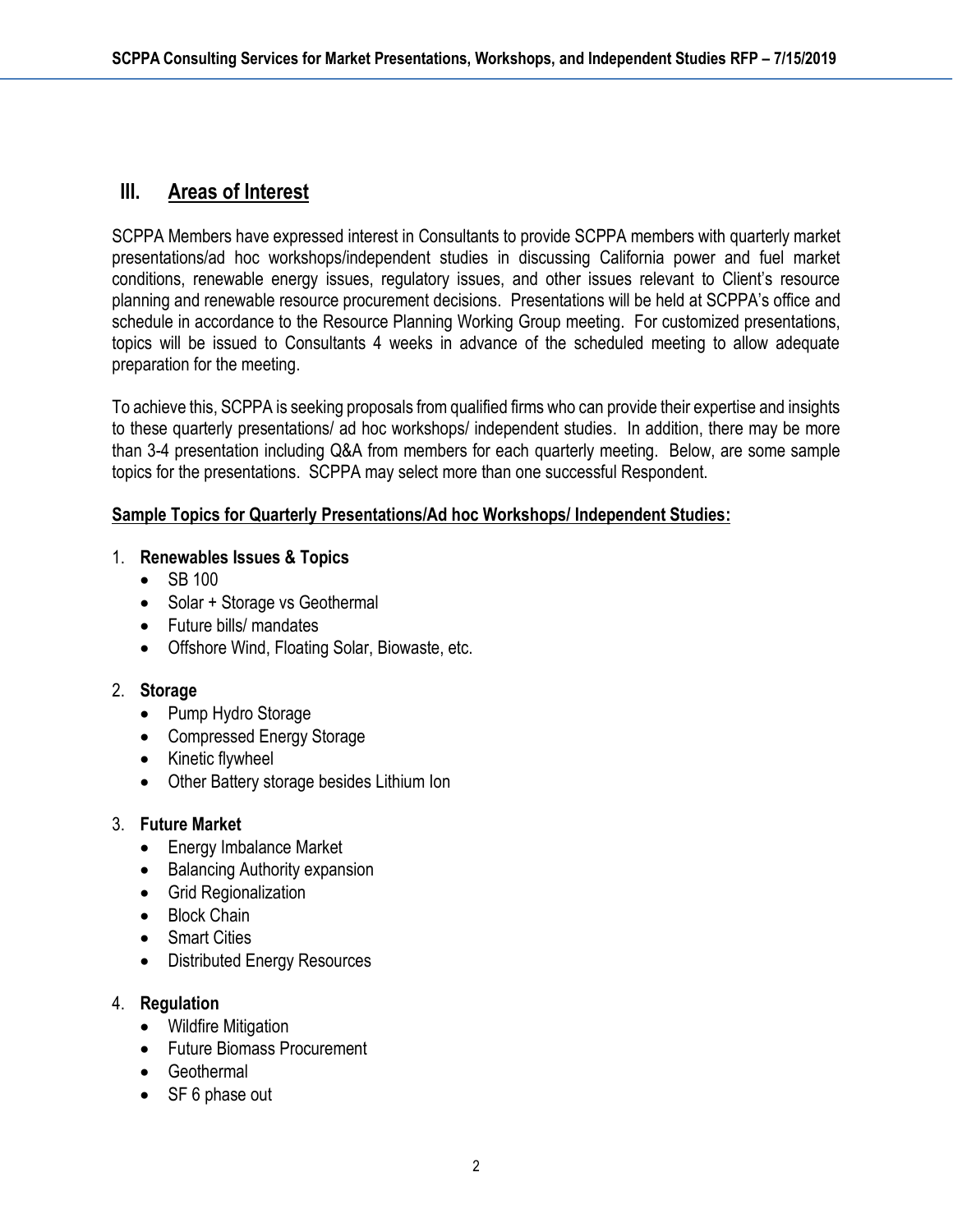## III. Areas of Interest

SCPPA Members have expressed interest in Consultants to provide SCPPA members with quarterly market presentations/ad hoc workshops/independent studies in discussing California power and fuel market conditions, renewable energy issues, regulatory issues, and other issues relevant to Client's resource planning and renewable resource procurement decisions. Presentations will be held at SCPPA's office and schedule in accordance to the Resource Planning Working Group meeting. For customized presentations, topics will be issued to Consultants 4 weeks in advance of the scheduled meeting to allow adequate preparation for the meeting.

To achieve this, SCPPA is seeking proposals from qualified firms who can provide their expertise and insights to these quarterly presentations/ ad hoc workshops/ independent studies. In addition, there may be more than 3-4 presentation including Q&A from members for each quarterly meeting. Below, are some sample topics for the presentations. SCPPA may select more than one successful Respondent.

**Sample Topics for Quarterly Presentations/Ad hoc Workshops/ Independent Studies:**

1. **Renewables Issues & Topics**
   - SB 100
   - Solar + Storage vs Geothermal
   - Future bills/ mandates
   - Offshore Wind, Floating Solar, Biowaste, etc.

2. **Storage**
   - Pump Hydro Storage
   - Compressed Energy Storage
   - Kinetic flywheel
   - Other Battery storage besides Lithium Ion

3. **Future Market**
   - Energy Imbalance Market
   - Balancing Authority expansion
   - Grid Regionalization
   - Block Chain
   - Smart Cities
   - Distributed Energy Resources

4. **Regulation**
   - Wildfire Mitigation
   - Future Biomass Procurement
   - Geothermal
   - SF 6 phase out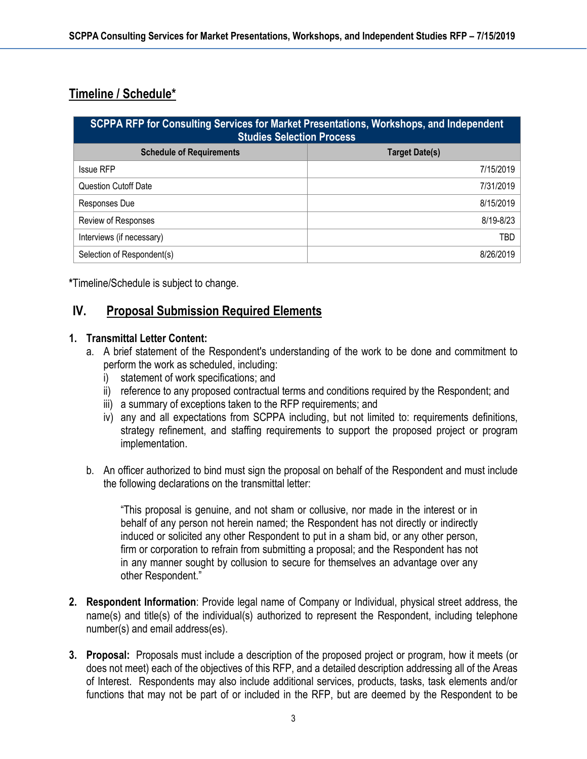## Timeline / Schedule*

| SCPPA RFP for Consulting Services for Market Presentations, Workshops, and Independent Studies Selection Process | |
|---|---|
| **Schedule of Requirements** | **Target Date(s)** |
| Issue RFP | 7/15/2019 |
| Question Cutoff Date | 7/31/2019 |
| Responses Due | 8/15/2019 |
| Review of Responses | 8/19-8/23 |
| Interviews (if necessary) | TBD |
| Selection of Respondent(s) | 8/26/2019 |

*Timeline/Schedule is subject to change.

## IV. Proposal Submission Required Elements

1. **Transmittal Letter Content:**
   a. A brief statement of the Respondent's understanding of the work to be done and commitment to perform the work as scheduled, including:
      i) statement of work specifications; and
      ii) reference to any proposed contractual terms and conditions required by the Respondent; and
      iii) a summary of exceptions taken to the RFP requirements; and
      iv) any and all expectations from SCPPA including, but not limited to: requirements definitions, strategy refinement, and staffing requirements to support the proposed project or program implementation.

   b. An officer authorized to bind must sign the proposal on behalf of the Respondent and must include the following declarations on the transmittal letter:

      "This proposal is genuine, and not sham or collusive, nor made in the interest or in behalf of any person not herein named; the Respondent has not directly or indirectly induced or solicited any other Respondent to put in a sham bid, or any other person, firm or corporation to refrain from submitting a proposal; and the Respondent has not in any manner sought by collusion to secure for themselves an advantage over any other Respondent."

2. **Respondent Information**: Provide legal name of Company or Individual, physical street address, the name(s) and title(s) of the individual(s) authorized to represent the Respondent, including telephone number(s) and email address(es).

3. **Proposal:** Proposals must include a description of the proposed project or program, how it meets (or does not meet) each of the objectives of this RFP, and a detailed description addressing all of the Areas of Interest. Respondents may also include additional services, products, tasks, task elements and/or functions that may not be part of or included in the RFP, but are deemed by the Respondent to be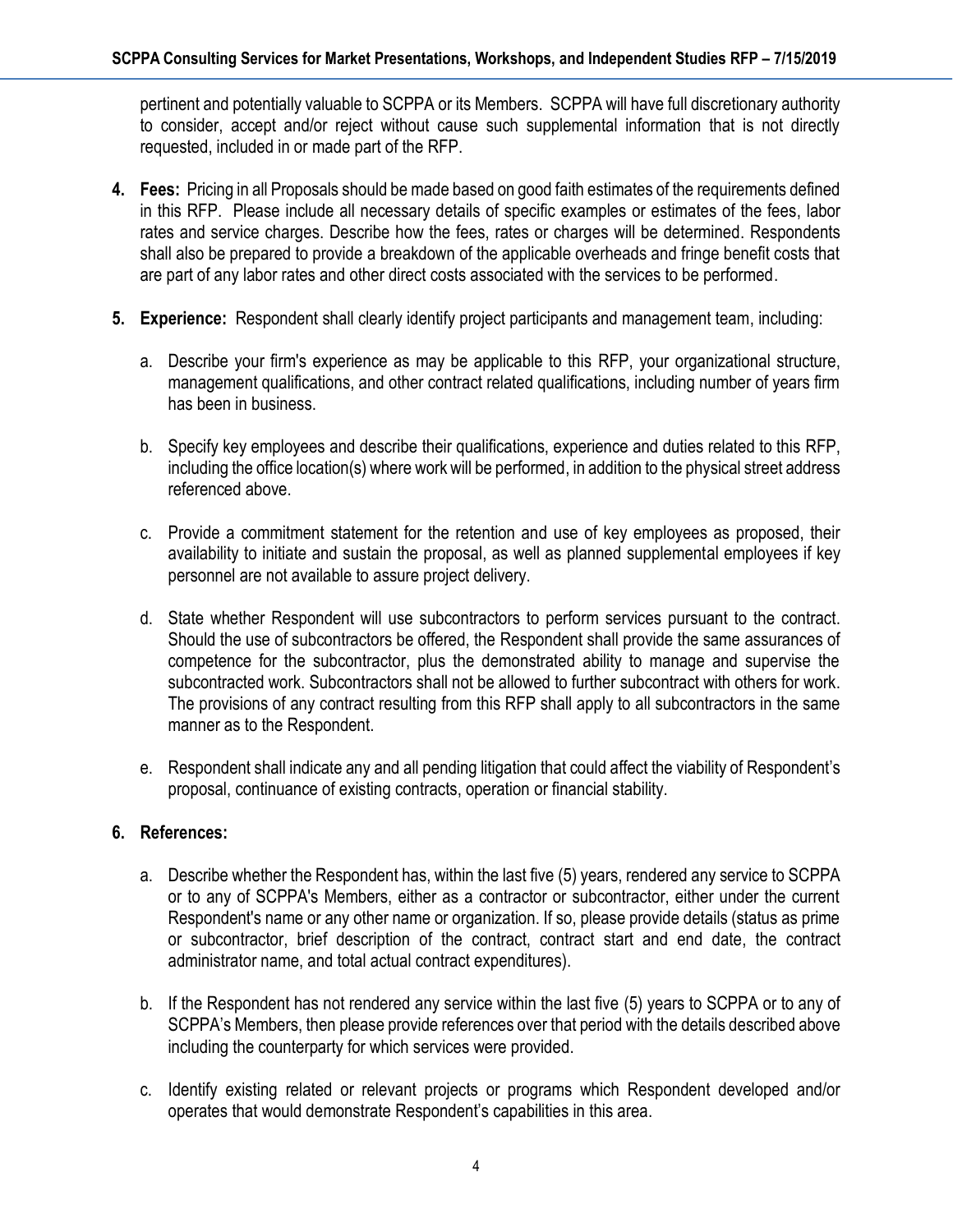pertinent and potentially valuable to SCPPA or its Members. SCPPA will have full discretionary authority to consider, accept and/or reject without cause such supplemental information that is not directly requested, included in or made part of the RFP.

4. **Fees:** Pricing in all Proposals should be made based on good faith estimates of the requirements defined in this RFP. Please include all necessary details of specific examples or estimates of the fees, labor rates and service charges. Describe how the fees, rates or charges will be determined. Respondents shall also be prepared to provide a breakdown of the applicable overheads and fringe benefit costs that are part of any labor rates and other direct costs associated with the services to be performed.

5. **Experience:** Respondent shall clearly identify project participants and management team, including:

   a. Describe your firm's experience as may be applicable to this RFP, your organizational structure, management qualifications, and other contract related qualifications, including number of years firm has been in business.

   b. Specify key employees and describe their qualifications, experience and duties related to this RFP, including the office location(s) where work will be performed, in addition to the physical street address referenced above.

   c. Provide a commitment statement for the retention and use of key employees as proposed, their availability to initiate and sustain the proposal, as well as planned supplemental employees if key personnel are not available to assure project delivery.

   d. State whether Respondent will use subcontractors to perform services pursuant to the contract. Should the use of subcontractors be offered, the Respondent shall provide the same assurances of competence for the subcontractor, plus the demonstrated ability to manage and supervise the subcontracted work. Subcontractors shall not be allowed to further subcontract with others for work. The provisions of any contract resulting from this RFP shall apply to all subcontractors in the same manner as to the Respondent.

   e. Respondent shall indicate any and all pending litigation that could affect the viability of Respondent's proposal, continuance of existing contracts, operation or financial stability.

6. **References:**

   a. Describe whether the Respondent has, within the last five (5) years, rendered any service to SCPPA or to any of SCPPA's Members, either as a contractor or subcontractor, either under the current Respondent's name or any other name or organization. If so, please provide details (status as prime or subcontractor, brief description of the contract, contract start and end date, the contract administrator name, and total actual contract expenditures).

   b. If the Respondent has not rendered any service within the last five (5) years to SCPPA or to any of SCPPA's Members, then please provide references over that period with the details described above including the counterparty for which services were provided.

   c. Identify existing related or relevant projects or programs which Respondent developed and/or operates that would demonstrate Respondent's capabilities in this area.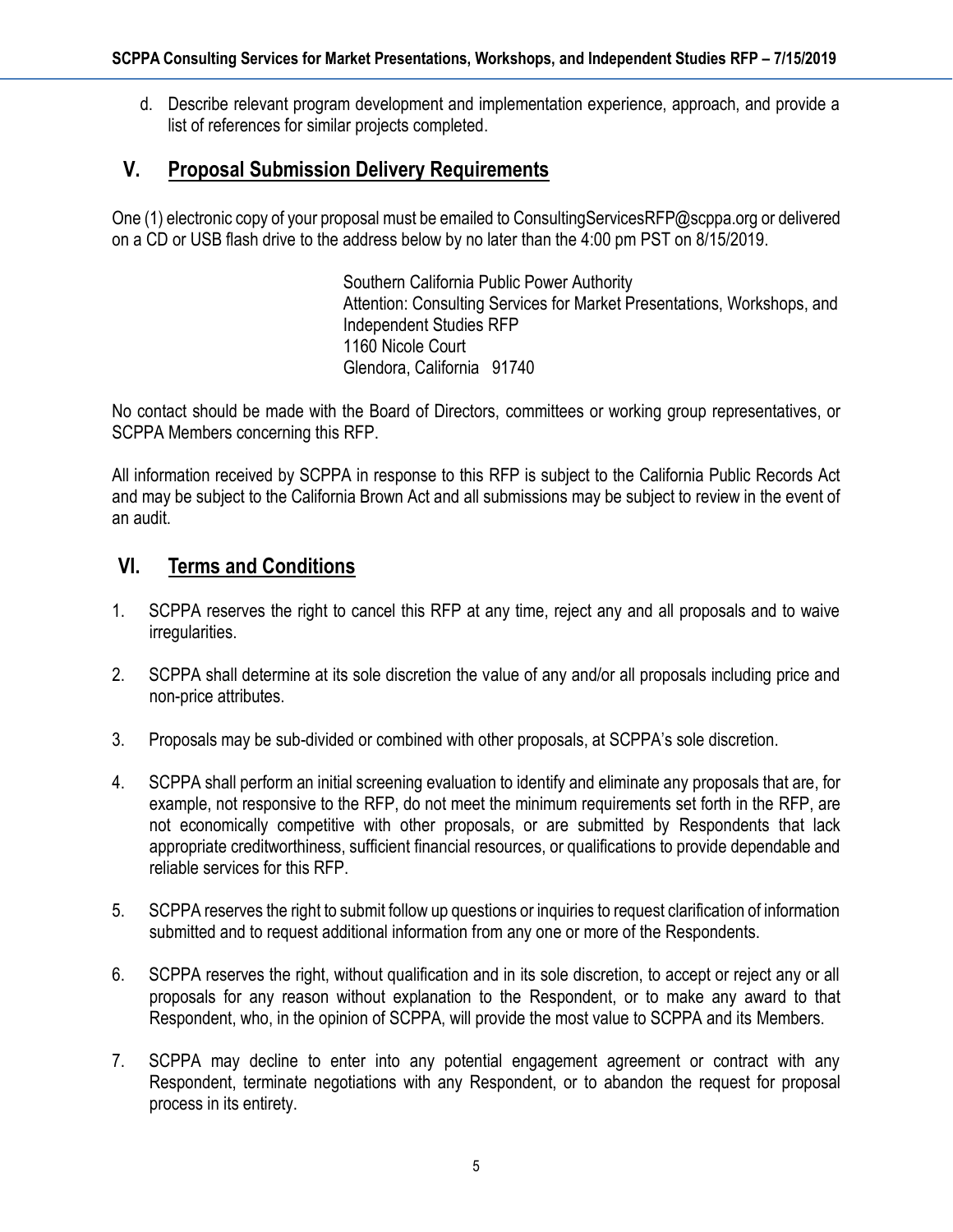d. Describe relevant program development and implementation experience, approach, and provide a list of references for similar projects completed.

## V. Proposal Submission Delivery Requirements

One (1) electronic copy of your proposal must be emailed to ConsultingServicesRFP@scppa.org or delivered on a CD or USB flash drive to the address below by no later than the 4:00 pm PST on 8/15/2019.

Southern California Public Power Authority
Attention: Consulting Services for Market Presentations, Workshops, and Independent Studies RFP
1160 Nicole Court
Glendora, California 91740

No contact should be made with the Board of Directors, committees or working group representatives, or SCPPA Members concerning this RFP.

All information received by SCPPA in response to this RFP is subject to the California Public Records Act and may be subject to the California Brown Act and all submissions may be subject to review in the event of an audit.

## VI. Terms and Conditions

1. SCPPA reserves the right to cancel this RFP at any time, reject any and all proposals and to waive irregularities.

2. SCPPA shall determine at its sole discretion the value of any and/or all proposals including price and non-price attributes.

3. Proposals may be sub-divided or combined with other proposals, at SCPPA's sole discretion.

4. SCPPA shall perform an initial screening evaluation to identify and eliminate any proposals that are, for example, not responsive to the RFP, do not meet the minimum requirements set forth in the RFP, are not economically competitive with other proposals, or are submitted by Respondents that lack appropriate creditworthiness, sufficient financial resources, or qualifications to provide dependable and reliable services for this RFP.

5. SCPPA reserves the right to submit follow up questions or inquiries to request clarification of information submitted and to request additional information from any one or more of the Respondents.

6. SCPPA reserves the right, without qualification and in its sole discretion, to accept or reject any or all proposals for any reason without explanation to the Respondent, or to make any award to that Respondent, who, in the opinion of SCPPA, will provide the most value to SCPPA and its Members.

7. SCPPA may decline to enter into any potential engagement agreement or contract with any Respondent, terminate negotiations with any Respondent, or to abandon the request for proposal process in its entirety.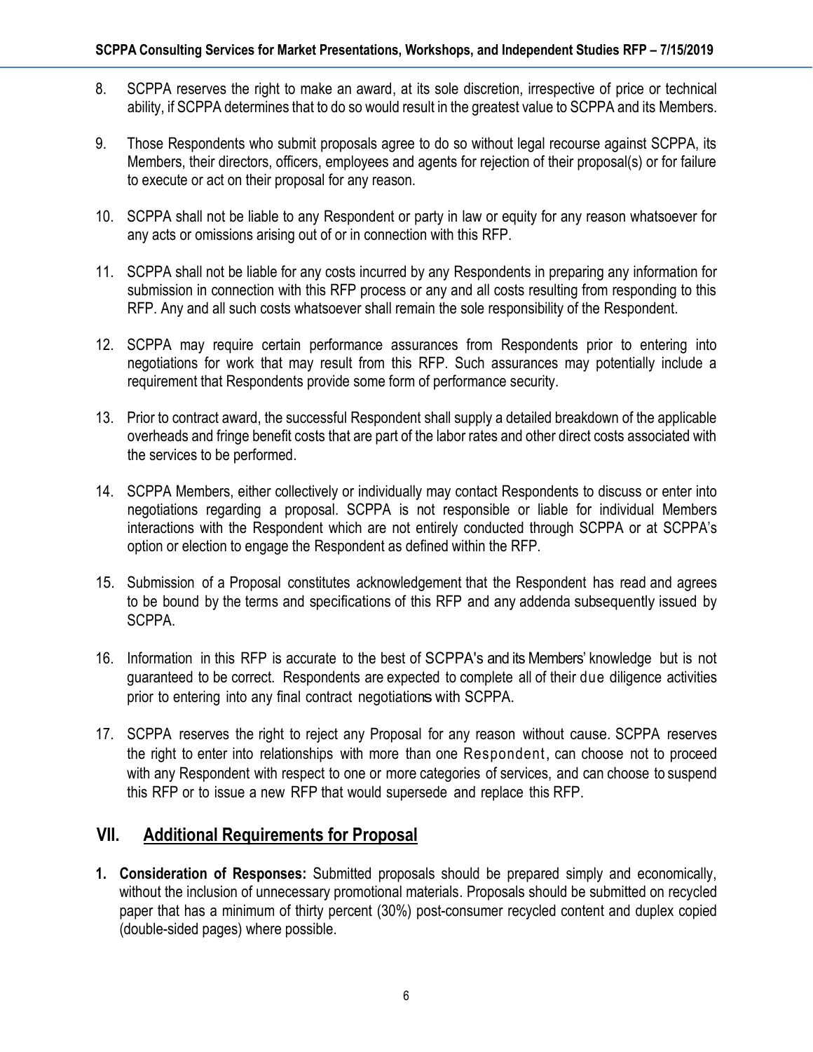8. SCPPA reserves the right to make an award, at its sole discretion, irrespective of price or technical ability, if SCPPA determines that to do so would result in the greatest value to SCPPA and its Members.

9. Those Respondents who submit proposals agree to do so without legal recourse against SCPPA, its Members, their directors, officers, employees and agents for rejection of their proposal(s) or for failure to execute or act on their proposal for any reason.

10. SCPPA shall not be liable to any Respondent or party in law or equity for any reason whatsoever for any acts or omissions arising out of or in connection with this RFP.

11. SCPPA shall not be liable for any costs incurred by any Respondents in preparing any information for submission in connection with this RFP process or any and all costs resulting from responding to this RFP. Any and all such costs whatsoever shall remain the sole responsibility of the Respondent.

12. SCPPA may require certain performance assurances from Respondents prior to entering into negotiations for work that may result from this RFP. Such assurances may potentially include a requirement that Respondents provide some form of performance security.

13. Prior to contract award, the successful Respondent shall supply a detailed breakdown of the applicable overheads and fringe benefit costs that are part of the labor rates and other direct costs associated with the services to be performed.

14. SCPPA Members, either collectively or individually may contact Respondents to discuss or enter into negotiations regarding a proposal. SCPPA is not responsible or liable for individual Members interactions with the Respondent which are not entirely conducted through SCPPA or at SCPPA's option or election to engage the Respondent as defined within the RFP.

15. Submission of a Proposal constitutes acknowledgement that the Respondent has read and agrees to be bound by the terms and specifications of this RFP and any addenda subsequently issued by SCPPA.

16. Information in this RFP is accurate to the best of SCPPA's and its Members' knowledge but is not guaranteed to be correct. Respondents are expected to complete all of their due diligence activities prior to entering into any final contract negotiations with SCPPA.

17. SCPPA reserves the right to reject any Proposal for any reason without cause. SCPPA reserves the right to enter into relationships with more than one Respondent, can choose not to proceed with any Respondent with respect to one or more categories of services, and can choose to suspend this RFP or to issue a new RFP that would supersede and replace this RFP.

## VII. Additional Requirements for Proposal

1. **Consideration of Responses:** Submitted proposals should be prepared simply and economically, without the inclusion of unnecessary promotional materials. Proposals should be submitted on recycled paper that has a minimum of thirty percent (30%) post-consumer recycled content and duplex copied (double-sided pages) where possible.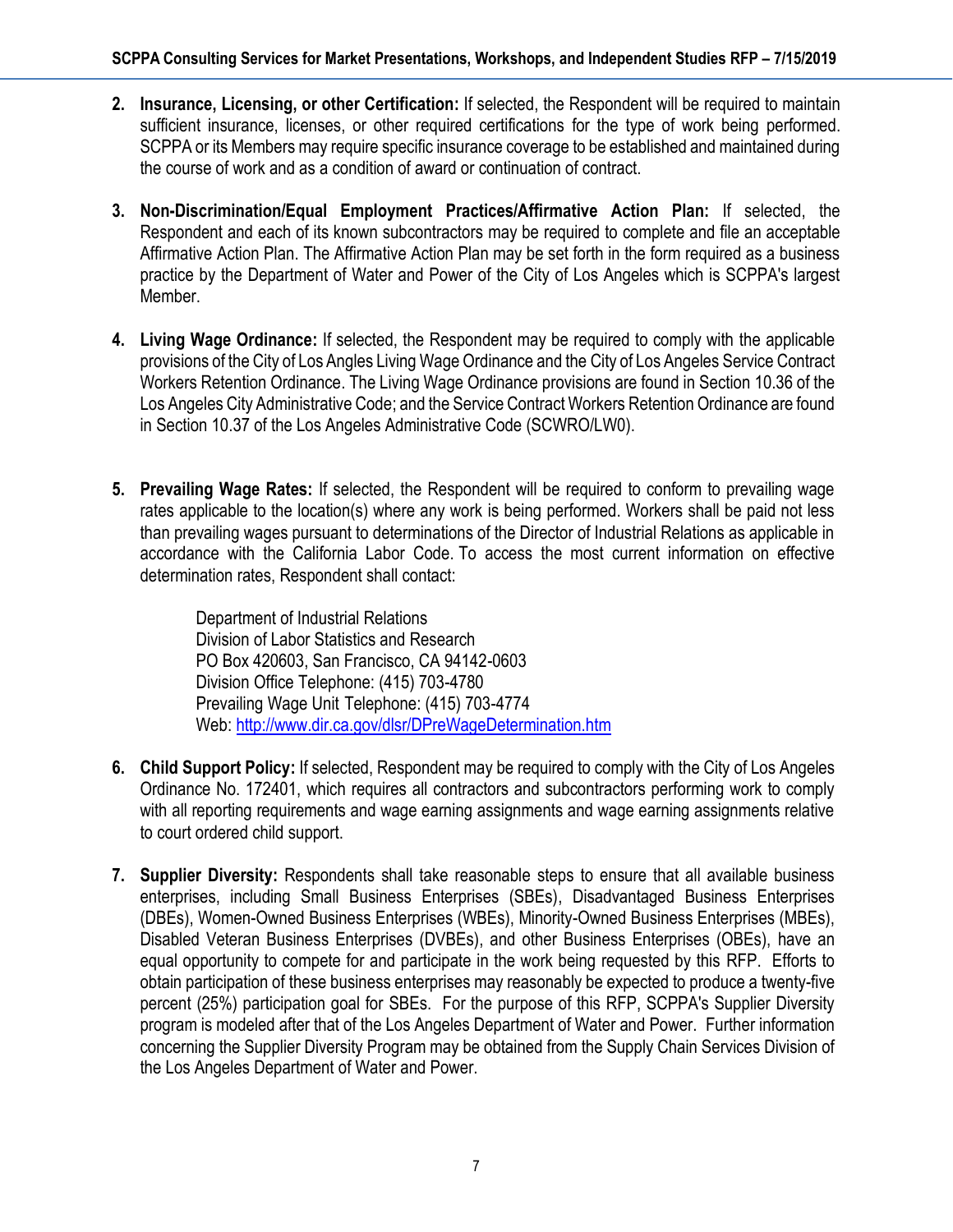2. **Insurance, Licensing, or other Certification:** If selected, the Respondent will be required to maintain sufficient insurance, licenses, or other required certifications for the type of work being performed. SCPPA or its Members may require specific insurance coverage to be established and maintained during the course of work and as a condition of award or continuation of contract.

3. **Non-Discrimination/Equal Employment Practices/Affirmative Action Plan:** If selected, the Respondent and each of its known subcontractors may be required to complete and file an acceptable Affirmative Action Plan. The Affirmative Action Plan may be set forth in the form required as a business practice by the Department of Water and Power of the City of Los Angeles which is SCPPA's largest Member.

4. **Living Wage Ordinance:** If selected, the Respondent may be required to comply with the applicable provisions of the City of Los Angles Living Wage Ordinance and the City of Los Angeles Service Contract Workers Retention Ordinance. The Living Wage Ordinance provisions are found in Section 10.36 of the Los Angeles City Administrative Code; and the Service Contract Workers Retention Ordinance are found in Section 10.37 of the Los Angeles Administrative Code (SCWRO/LW0).

5. **Prevailing Wage Rates:** If selected, the Respondent will be required to conform to prevailing wage rates applicable to the location(s) where any work is being performed. Workers shall be paid not less than prevailing wages pursuant to determinations of the Director of Industrial Relations as applicable in accordance with the California Labor Code. To access the most current information on effective determination rates, Respondent shall contact:

   Department of Industrial Relations
   Division of Labor Statistics and Research
   PO Box 420603, San Francisco, CA 94142-0603
   Division Office Telephone: (415) 703-4780
   Prevailing Wage Unit Telephone: (415) 703-4774
   Web: http://www.dir.ca.gov/dlsr/DPreWageDetermination.htm

6. **Child Support Policy:** If selected, Respondent may be required to comply with the City of Los Angeles Ordinance No. 172401, which requires all contractors and subcontractors performing work to comply with all reporting requirements and wage earning assignments and wage earning assignments relative to court ordered child support.

7. **Supplier Diversity:** Respondents shall take reasonable steps to ensure that all available business enterprises, including Small Business Enterprises (SBEs), Disadvantaged Business Enterprises (DBEs), Women-Owned Business Enterprises (WBEs), Minority-Owned Business Enterprises (MBEs), Disabled Veteran Business Enterprises (DVBEs), and other Business Enterprises (OBEs), have an equal opportunity to compete for and participate in the work being requested by this RFP. Efforts to obtain participation of these business enterprises may reasonably be expected to produce a twenty-five percent (25%) participation goal for SBEs. For the purpose of this RFP, SCPPA's Supplier Diversity program is modeled after that of the Los Angeles Department of Water and Power. Further information concerning the Supplier Diversity Program may be obtained from the Supply Chain Services Division of the Los Angeles Department of Water and Power.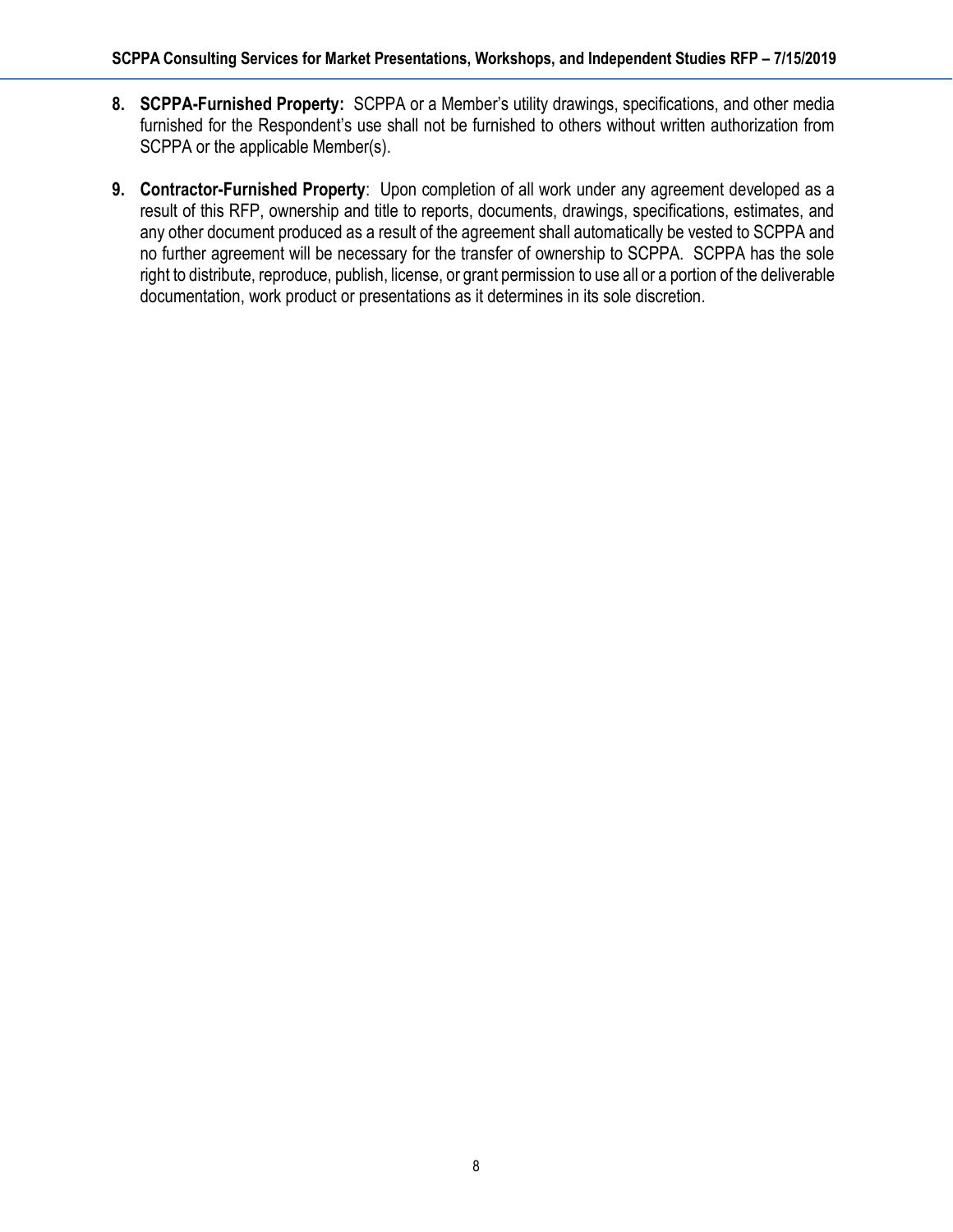8. **SCPPA-Furnished Property:** SCPPA or a Member's utility drawings, specifications, and other media furnished for the Respondent's use shall not be furnished to others without written authorization from SCPPA or the applicable Member(s).

9. **Contractor-Furnished Property**: Upon completion of all work under any agreement developed as a result of this RFP, ownership and title to reports, documents, drawings, specifications, estimates, and any other document produced as a result of the agreement shall automatically be vested to SCPPA and no further agreement will be necessary for the transfer of ownership to SCPPA. SCPPA has the sole right to distribute, reproduce, publish, license, or grant permission to use all or a portion of the deliverable documentation, work product or presentations as it determines in its sole discretion.